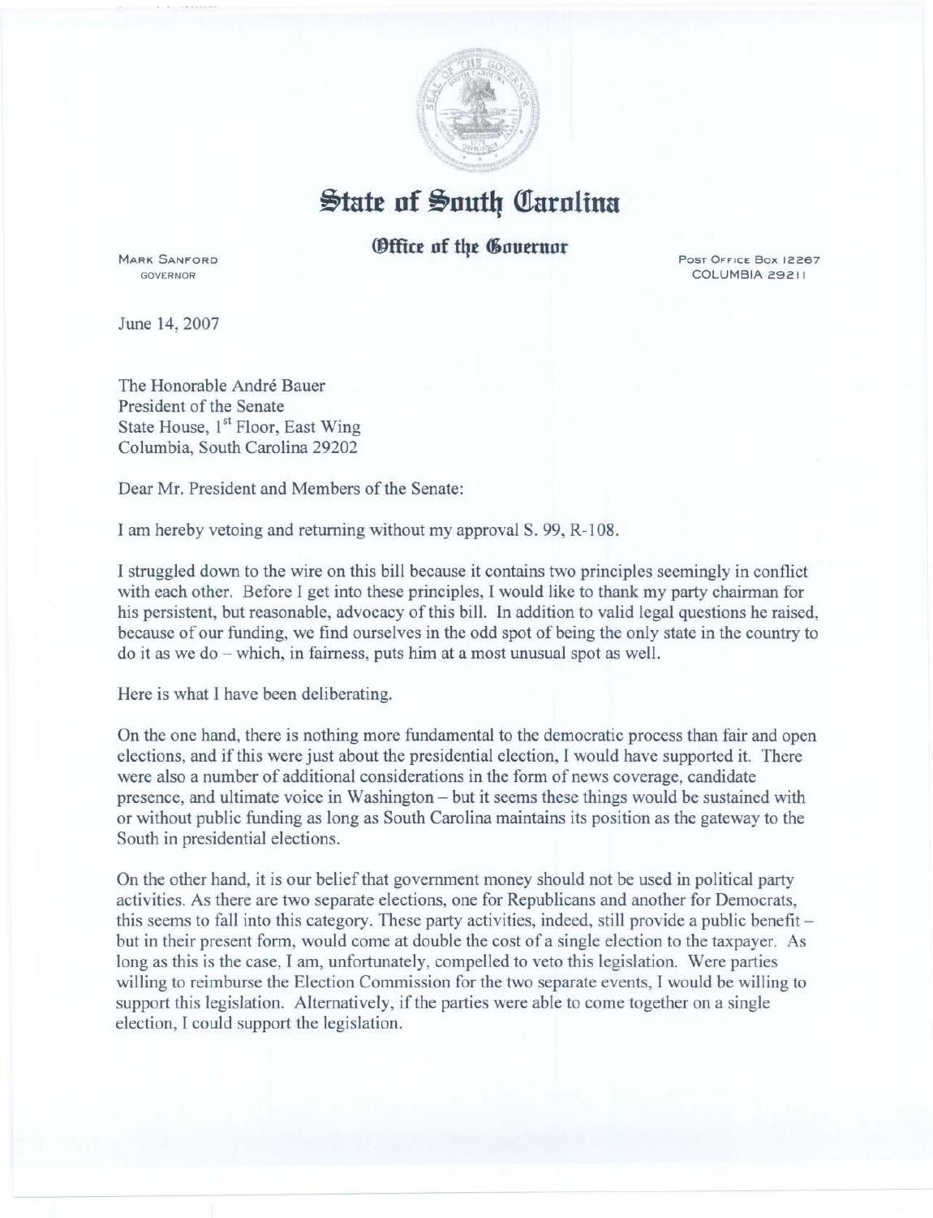# State of South Carolina

## Office of the Governor

MARK SANFORD
GOVERNOR

POST OFFICE BOX 12267
COLUMBIA 29211

June 14, 2007

The Honorable André Bauer
President of the Senate
State House, 1st Floor, East Wing
Columbia, South Carolina 29202

Dear Mr. President and Members of the Senate:

I am hereby vetoing and returning without my approval S. 99, R-108.

I struggled down to the wire on this bill because it contains two principles seemingly in conflict with each other. Before I get into these principles, I would like to thank my party chairman for his persistent, but reasonable, advocacy of this bill. In addition to valid legal questions he raised, because of our funding, we find ourselves in the odd spot of being the only state in the country to do it as we do – which, in fairness, puts him at a most unusual spot as well.

Here is what I have been deliberating.

On the one hand, there is nothing more fundamental to the democratic process than fair and open elections, and if this were just about the presidential election, I would have supported it. There were also a number of additional considerations in the form of news coverage, candidate presence, and ultimate voice in Washington – but it seems these things would be sustained with or without public funding as long as South Carolina maintains its position as the gateway to the South in presidential elections.

On the other hand, it is our belief that government money should not be used in political party activities. As there are two separate elections, one for Republicans and another for Democrats, this seems to fall into this category. These party activities, indeed, still provide a public benefit – but in their present form, would come at double the cost of a single election to the taxpayer. As long as this is the case, I am, unfortunately, compelled to veto this legislation. Were parties willing to reimburse the Election Commission for the two separate events, I would be willing to support this legislation. Alternatively, if the parties were able to come together on a single election, I could support the legislation.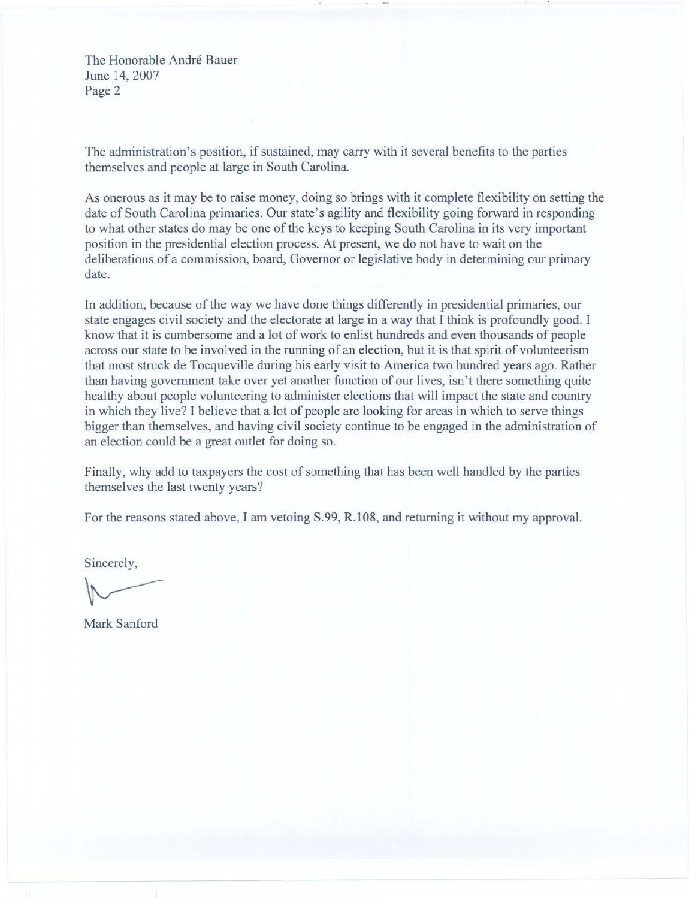The administration's position, if sustained, may carry with it several benefits to the parties themselves and people at large in South Carolina.

As onerous as it may be to raise money, doing so brings with it complete flexibility on setting the date of South Carolina primaries. Our state's agility and flexibility going forward in responding to what other states do may be one of the keys to keeping South Carolina in its very important position in the presidential election process. At present, we do not have to wait on the deliberations of a commission, board, Governor or legislative body in determining our primary date.

In addition, because of the way we have done things differently in presidential primaries, our state engages civil society and the electorate at large in a way that I think is profoundly good. I know that it is cumbersome and a lot of work to enlist hundreds and even thousands of people across our state to be involved in the running of an election, but it is that spirit of volunteerism that most struck de Tocqueville during his early visit to America two hundred years ago. Rather than having government take over yet another function of our lives, isn't there something quite healthy about people volunteering to administer elections that will impact the state and country in which they live? I believe that a lot of people are looking for areas in which to serve things bigger than themselves, and having civil society continue to be engaged in the administration of an election could be a great outlet for doing so.

Finally, why add to taxpayers the cost of something that has been well handled by the parties themselves the last twenty years?

For the reasons stated above, I am vetoing S.99, R.108, and returning it without my approval.

Sincerely,

Mark Sanford